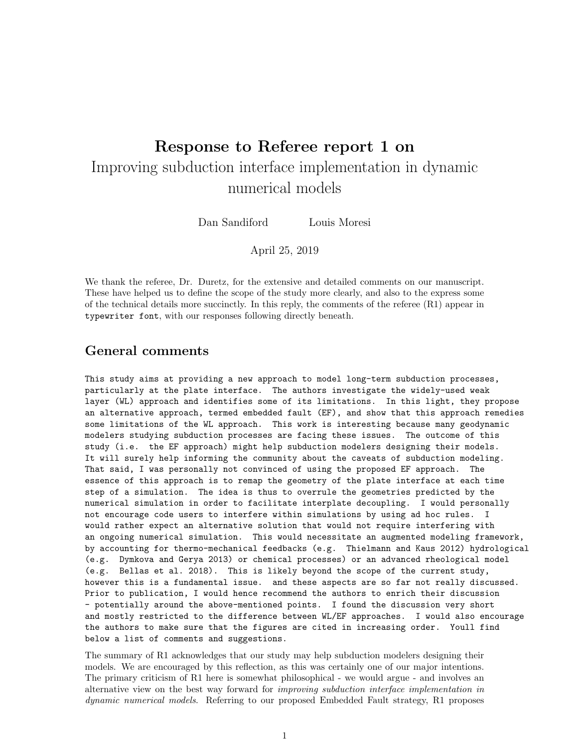# **Response to Referee report 1 on**

# Improving subduction interface implementation in dynamic numerical models

Dan Sandiford    Louis Moresi

April 25, 2019

We thank the referee, Dr. Duretz, for the extensive and detailed comments on our manuscript. These have helped us to define the scope of the study more clearly, and also to the express some of the technical details more succinctly. In this reply, the comments of the referee (R1) appear in `typewriter font`, with our responses following directly beneath.

## General comments

```
This study aims at providing a new approach to model long-term subduction processes,
particularly at the plate interface. The authors investigate the widely-used weak
layer (WL) approach and identifies some of its limitations. In this light, they propose
an alternative approach, termed embedded fault (EF), and show that this approach remedies
some limitations of the WL approach. This work is interesting because many geodynamic
modelers studying subduction processes are facing these issues. The outcome of this
study (i.e. the EF approach) might help subduction modelers designing their models.
It will surely help informing the community about the caveats of subduction modeling.
That said, I was personally not convinced of using the proposed EF approach. The
essence of this approach is to remap the geometry of the plate interface at each time
step of a simulation. The idea is thus to overrule the geometries predicted by the
numerical simulation in order to facilitate interplate decoupling. I would personally
not encourage code users to interfere within simulations by using ad hoc rules. I
would rather expect an alternative solution that would not require interfering with
an ongoing numerical simulation. This would necessitate an augmented modeling framework,
by accounting for thermo-mechanical feedbacks (e.g. Thielmann and Kaus 2012) hydrological
(e.g. Dymkova and Gerya 2013) or chemical processes) or an advanced rheological model
(e.g. Bellas et al. 2018). This is likely beyond the scope of the current study,
however this is a fundamental issue. and these aspects are so far not really discussed.
Prior to publication, I would hence recommend the authors to enrich their discussion
- potentially around the above-mentioned points. I found the discussion very short
and mostly restricted to the difference between WL/EF approaches. I would also encourage
the authors to make sure that the figures are cited in increasing order. Youll find
below a list of comments and suggestions.
```

The summary of R1 acknowledges that our study may help subduction modelers designing their models. We are encouraged by this reflection, as this was certainly one of our major intentions. The primary criticism of R1 here is somewhat philosophical - we would argue - and involves an alternative view on the best way forward for *improving subduction interface implementation in dynamic numerical models*. Referring to our proposed Embedded Fault strategy, R1 proposes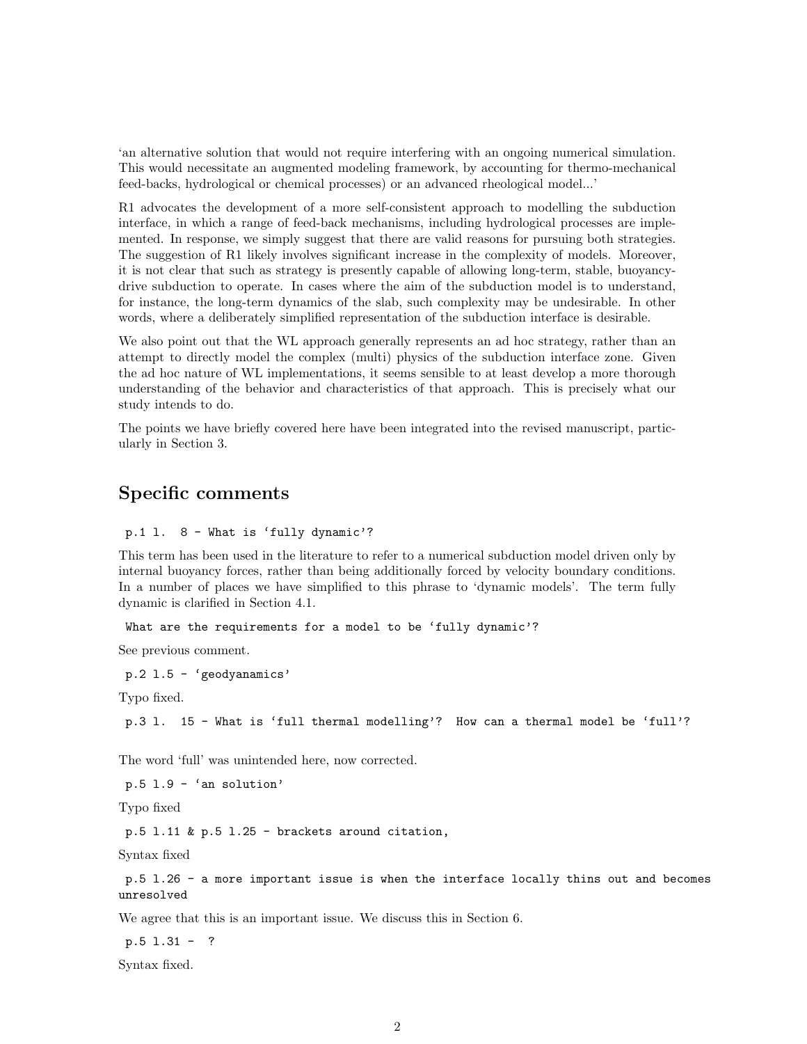'an alternative solution that would not require interfering with an ongoing numerical simulation. This would necessitate an augmented modeling framework, by accounting for thermo-mechanical feed-backs, hydrological or chemical processes) or an advanced rheological model...'

R1 advocates the development of a more self-consistent approach to modelling the subduction interface, in which a range of feed-back mechanisms, including hydrological processes are implemented. In response, we simply suggest that there are valid reasons for pursuing both strategies. The suggestion of R1 likely involves significant increase in the complexity of models. Moreover, it is not clear that such as strategy is presently capable of allowing long-term, stable, buoyancy-drive subduction to operate. In cases where the aim of the subduction model is to understand, for instance, the long-term dynamics of the slab, such complexity may be undesirable. In other words, where a deliberately simplified representation of the subduction interface is desirable.

We also point out that the WL approach generally represents an ad hoc strategy, rather than an attempt to directly model the complex (multi) physics of the subduction interface zone. Given the ad hoc nature of WL implementations, it seems sensible to at least develop a more thorough understanding of the behavior and characteristics of that approach. This is precisely what our study intends to do.

The points we have briefly covered here have been integrated into the revised manuscript, particularly in Section 3.

## Specific comments

```
p.1 l. 8 - What is 'fully dynamic'?
```

This term has been used in the literature to refer to a numerical subduction model driven only by internal buoyancy forces, rather than being additionally forced by velocity boundary conditions. In a number of places we have simplified to this phrase to 'dynamic models'. The term fully dynamic is clarified in Section 4.1.

```
What are the requirements for a model to be 'fully dynamic'?
```

See previous comment.

```
p.2 l.5 - 'geodyanamics'
```

Typo fixed.

```
p.3 l. 15 - What is 'full thermal modelling'? How can a thermal model be 'full'?
```

The word 'full' was unintended here, now corrected.

```
p.5 l.9 - 'an solution'
```

Typo fixed

```
p.5 l.11 & p.5 l.25 - brackets around citation,
```

Syntax fixed

```
p.5 l.26 - a more important issue is when the interface locally thins out and becomes unresolved
```

We agree that this is an important issue. We discuss this in Section 6.

```
p.5 l.31 - ?
```

Syntax fixed.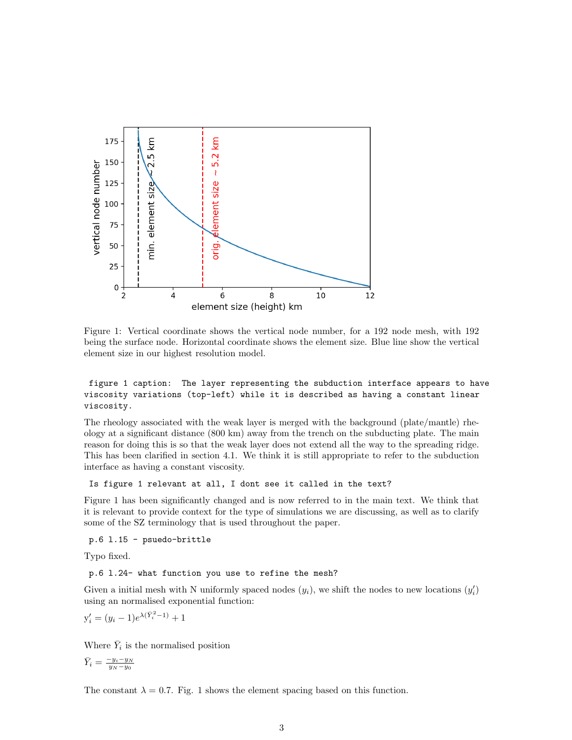Figure 1: Vertical coordinate shows the vertical node number, for a 192 node mesh, with 192 being the surface node. Horizontal coordinate shows the element size. Blue line show the vertical element size in our highest resolution model.

```
figure 1 caption:  The layer representing the subduction interface appears to have
viscosity variations (top-left) while it is described as having a constant linear
viscosity.
```

The rheology associated with the weak layer is merged with the background (plate/mantle) rheology at a significant distance (800 km) away from the trench on the subducting plate. The main reason for doing this is so that the weak layer does not extend all the way to the spreading ridge. This has been clarified in section 4.1. We think it is still appropriate to refer to the subduction interface as having a constant viscosity.

```
Is figure 1 relevant at all, I dont see it called in the text?
```

Figure 1 has been significantly changed and is now referred to in the main text. We think that it is relevant to provide context for the type of simulations we are discussing, as well as to clarify some of the SZ terminology that is used throughout the paper.

```
p.6 l.15 - psuedo-brittle
```

Typo fixed.

```
p.6 l.24- what function you use to refine the mesh?
```

Given a initial mesh with N uniformly spaced nodes ($y_i$), we shift the nodes to new locations ($y_i'$) using an normalised exponential function:

$$y_i' = (y_i - 1)e^{\lambda(\bar{Y}_i^2 - 1)} + 1$$

Where $\bar{Y}_i$ is the normalised position

$$\bar{Y}_i = \frac{-y_i - y_N}{y_N - y_0}$$

The constant $\lambda = 0.7$. Fig. 1 shows the element spacing based on this function.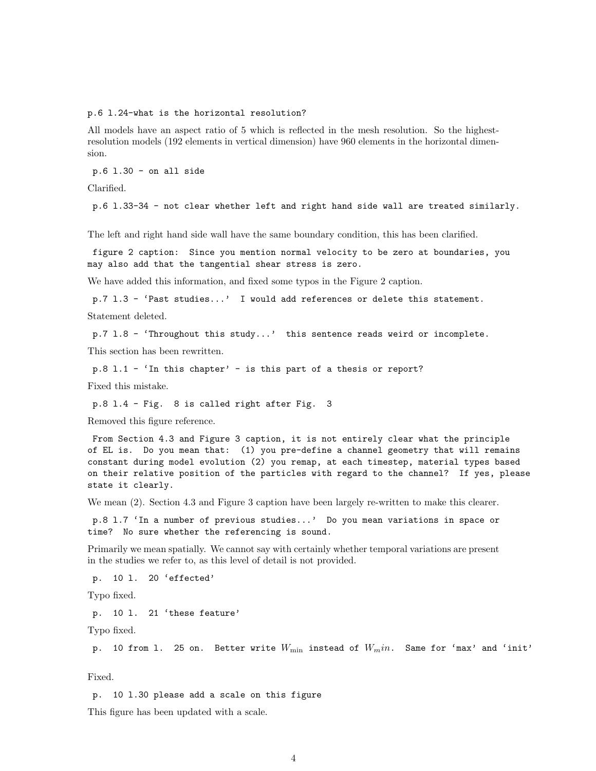```
p.6 l.24-what is the horizontal resolution?
```

All models have an aspect ratio of 5 which is reflected in the mesh resolution. So the highest-resolution models (192 elements in vertical dimension) have 960 elements in the horizontal dimension.

```
p.6 l.30 - on all side
```

Clarified.

```
p.6 l.33-34 - not clear whether left and right hand side wall are treated similarly.
```

The left and right hand side wall have the same boundary condition, this has been clarified.

```
figure 2 caption: Since you mention normal velocity to be zero at boundaries, you may also add that the tangential shear stress is zero.
```

We have added this information, and fixed some typos in the Figure 2 caption.

```
p.7 l.3 - 'Past studies...' I would add references or delete this statement.
```

Statement deleted.

```
p.7 l.8 - 'Throughout this study...' this sentence reads weird or incomplete.
```

This section has been rewritten.

```
p.8 l.1 - 'In this chapter' - is this part of a thesis or report?
```

Fixed this mistake.

```
p.8 l.4 - Fig. 8 is called right after Fig. 3
```

Removed this figure reference.

```
From Section 4.3 and Figure 3 caption, it is not entirely clear what the principle of EL is. Do you mean that: (1) you pre-define a channel geometry that will remains constant during model evolution (2) you remap, at each timestep, material types based on their relative position of the particles with regard to the channel? If yes, please state it clearly.
```

We mean (2). Section 4.3 and Figure 3 caption have been largely re-written to make this clearer.

```
p.8 l.7 'In a number of previous studies...' Do you mean variations in space or time? No sure whether the referencing is sound.
```

Primarily we mean spatially. We cannot say with certainly whether temporal variations are present in the studies we refer to, as this level of detail is not provided.

```
p. 10 l. 20 'effected'
```

Typo fixed.

```
p. 10 l. 21 'these feature'
```

Typo fixed.

p. 10 from l. 25 on. Better write $W_{\min}$ instead of $W_min$. Same for 'max' and 'init'

Fixed.

```
p. 10 l.30 please add a scale on this figure
```

This figure has been updated with a scale.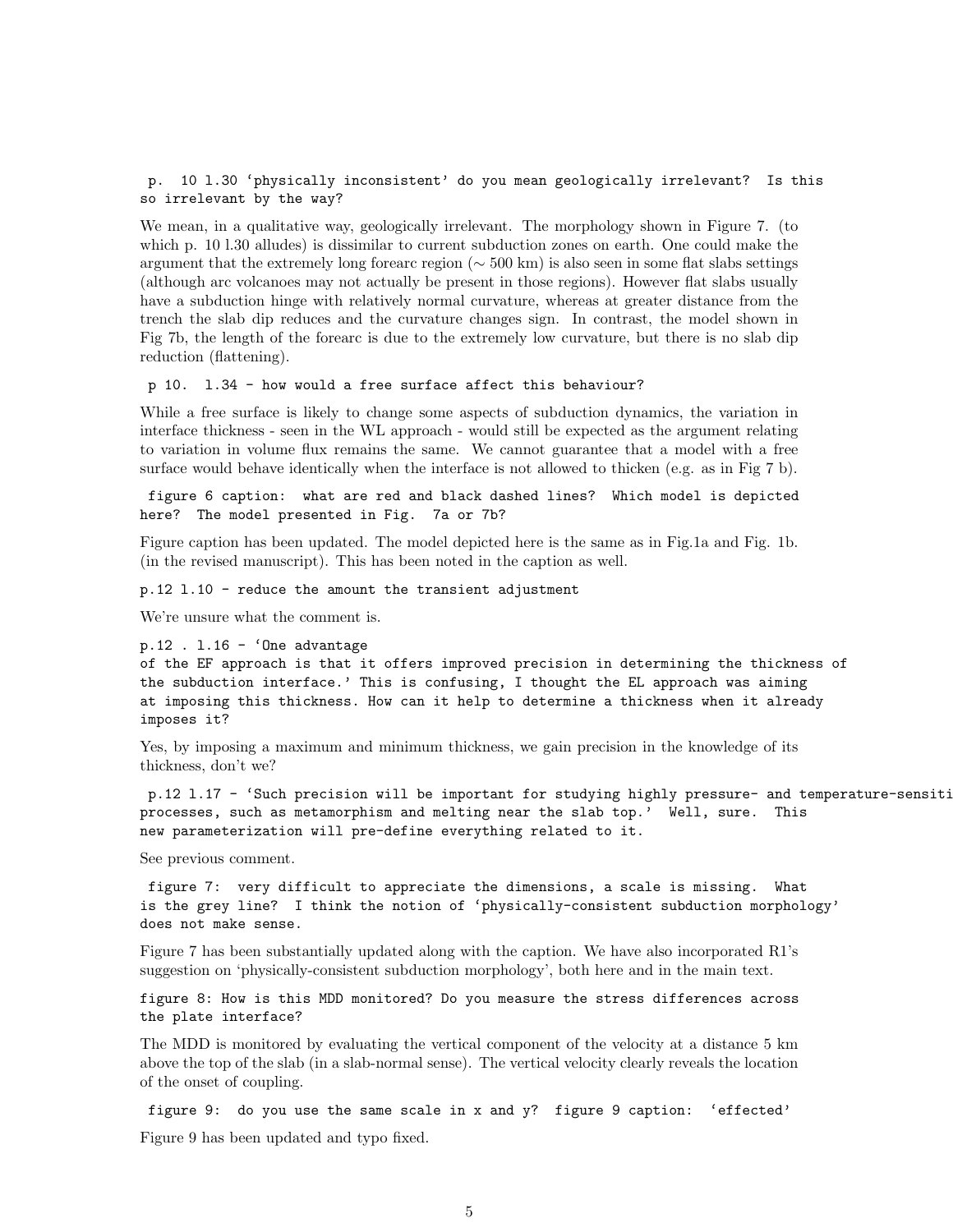```
p. 10 l.30 ‘physically inconsistent’ do you mean geologically irrelevant? Is this
so irrelevant by the way?
```

We mean, in a qualitative way, geologically irrelevant. The morphology shown in Figure 7. (to which p. 10 l.30 alludes) is dissimilar to current subduction zones on earth. One could make the argument that the extremely long forearc region ($\sim 500$ km) is also seen in some flat slabs settings (although arc volcanoes may not actually be present in those regions). However flat slabs usually have a subduction hinge with relatively normal curvature, whereas at greater distance from the trench the slab dip reduces and the curvature changes sign. In contrast, the model shown in Fig 7b, the length of the forearc is due to the extremely low curvature, but there is no slab dip reduction (flattening).

```
p 10. l.34 - how would a free surface affect this behaviour?
```

While a free surface is likely to change some aspects of subduction dynamics, the variation in interface thickness - seen in the WL approach - would still be expected as the argument relating to variation in volume flux remains the same. We cannot guarantee that a model with a free surface would behave identically when the interface is not allowed to thicken (e.g. as in Fig 7 b).

```
figure 6 caption: what are red and black dashed lines? Which model is depicted
here? The model presented in Fig. 7a or 7b?
```

Figure caption has been updated. The model depicted here is the same as in Fig.1a and Fig. 1b. (in the revised manuscript). This has been noted in the caption as well.

```
p.12 l.10 - reduce the amount the transient adjustment
```

We're unsure what the comment is.

```
p.12 . l.16 - ‘One advantage
of the EF approach is that it offers improved precision in determining the thickness of
the subduction interface.’ This is confusing, I thought the EL approach was aiming
at imposing this thickness. How can it help to determine a thickness when it already
imposes it?
```

Yes, by imposing a maximum and minimum thickness, we gain precision in the knowledge of its thickness, don't we?

```
p.12 l.17 - ‘Such precision will be important for studying highly pressure- and temperature-sensiti
processes, such as metamorphism and melting near the slab top.’ Well, sure. This
new parameterization will pre-define everything related to it.
```

See previous comment.

```
figure 7: very difficult to appreciate the dimensions, a scale is missing. What
is the grey line? I think the notion of ‘physically-consistent subduction morphology’
does not make sense.
```

Figure 7 has been substantially updated along with the caption. We have also incorporated R1's suggestion on ‘physically-consistent subduction morphology’, both here and in the main text.

```
figure 8: How is this MDD monitored? Do you measure the stress differences across
the plate interface?
```

The MDD is monitored by evaluating the vertical component of the velocity at a distance 5 km above the top of the slab (in a slab-normal sense). The vertical velocity clearly reveals the location of the onset of coupling.

```
figure 9: do you use the same scale in x and y? figure 9 caption: ‘effected’
```

Figure 9 has been updated and typo fixed.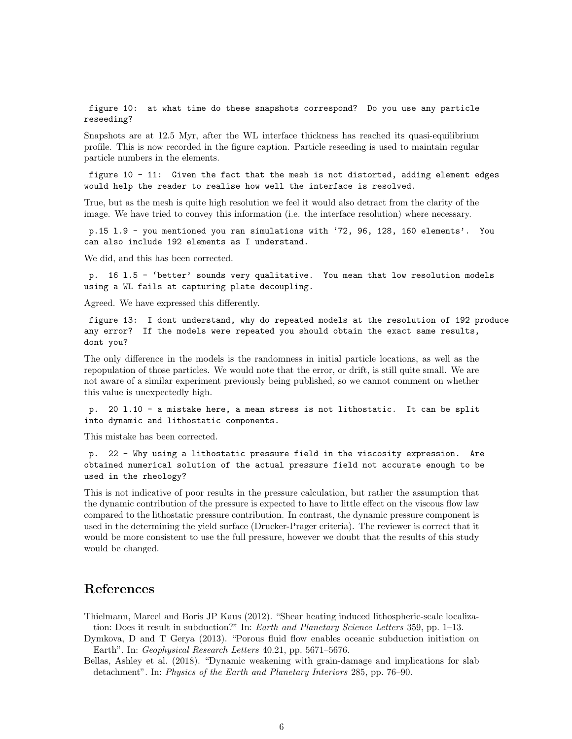`figure 10: at what time do these snapshots correspond? Do you use any particle reseeding?`

Snapshots are at 12.5 Myr, after the WL interface thickness has reached its quasi-equilibrium profile. This is now recorded in the figure caption. Particle reseeding is used to maintain regular particle numbers in the elements.

`figure 10 - 11: Given the fact that the mesh is not distorted, adding element edges would help the reader to realise how well the interface is resolved.`

True, but as the mesh is quite high resolution we feel it would also detract from the clarity of the image. We have tried to convey this information (i.e. the interface resolution) where necessary.

`p.15 l.9 - you mentioned you ran simulations with '72, 96, 128, 160 elements'. You can also include 192 elements as I understand.`

We did, and this has been corrected.

`p. 16 l.5 - 'better' sounds very qualitative. You mean that low resolution models using a WL fails at capturing plate decoupling.`

Agreed. We have expressed this differently.

`figure 13: I dont understand, why do repeated models at the resolution of 192 produce any error? If the models were repeated you should obtain the exact same results, dont you?`

The only difference in the models is the randomness in initial particle locations, as well as the repopulation of those particles. We would note that the error, or drift, is still quite small. We are not aware of a similar experiment previously being published, so we cannot comment on whether this value is unexpectedly high.

`p. 20 l.10 - a mistake here, a mean stress is not lithostatic. It can be split into dynamic and lithostatic components.`

This mistake has been corrected.

`p. 22 - Why using a lithostatic pressure field in the viscosity expression. Are obtained numerical solution of the actual pressure field not accurate enough to be used in the rheology?`

This is not indicative of poor results in the pressure calculation, but rather the assumption that the dynamic contribution of the pressure is expected to have to little effect on the viscous flow law compared to the lithostatic pressure contribution. In contrast, the dynamic pressure component is used in the determining the yield surface (Drucker-Prager criteria). The reviewer is correct that it would be more consistent to use the full pressure, however we doubt that the results of this study would be changed.

## References

Thielmann, Marcel and Boris JP Kaus (2012). "Shear heating induced lithospheric-scale localization: Does it result in subduction?" In: *Earth and Planetary Science Letters* 359, pp. 1–13.

Dymkova, D and T Gerya (2013). "Porous fluid flow enables oceanic subduction initiation on Earth". In: *Geophysical Research Letters* 40.21, pp. 5671–5676.

Bellas, Ashley et al. (2018). "Dynamic weakening with grain-damage and implications for slab detachment". In: *Physics of the Earth and Planetary Interiors* 285, pp. 76–90.